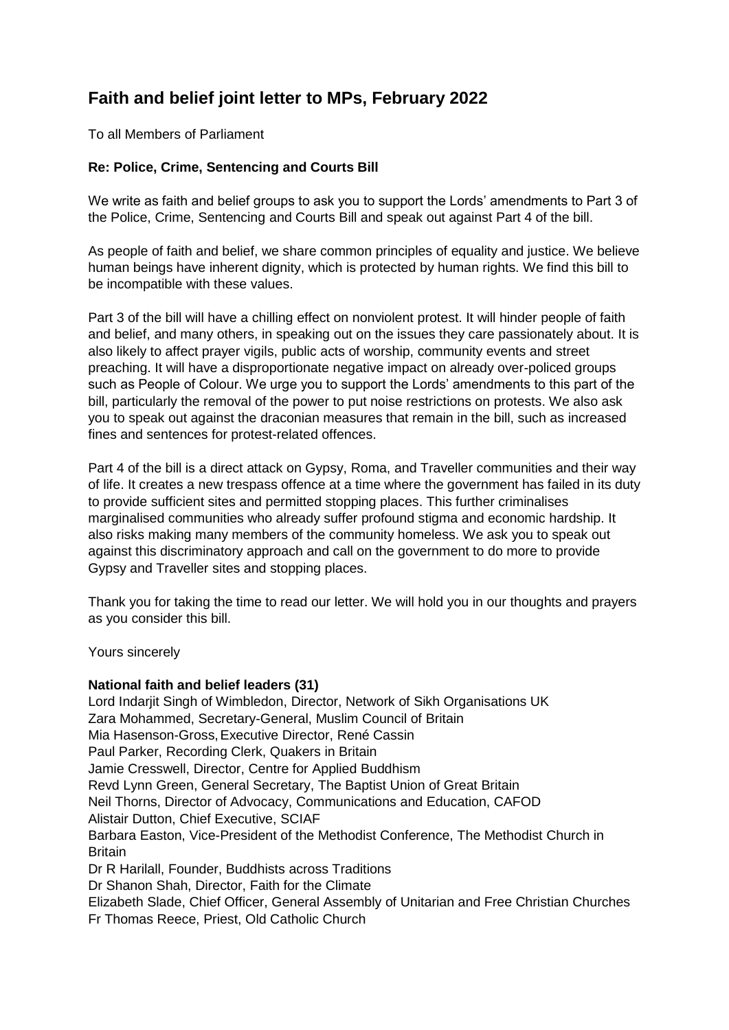# Faith and belief joint letter to MPs, February 2022

To all Members of Parliament

**Re: Police, Crime, Sentencing and Courts Bill**

We write as faith and belief groups to ask you to support the Lords' amendments to Part 3 of the Police, Crime, Sentencing and Courts Bill and speak out against Part 4 of the bill.

As people of faith and belief, we share common principles of equality and justice. We believe human beings have inherent dignity, which is protected by human rights. We find this bill to be incompatible with these values.

Part 3 of the bill will have a chilling effect on nonviolent protest. It will hinder people of faith and belief, and many others, in speaking out on the issues they care passionately about. It is also likely to affect prayer vigils, public acts of worship, community events and street preaching. It will have a disproportionate negative impact on already over-policed groups such as People of Colour. We urge you to support the Lords' amendments to this part of the bill, particularly the removal of the power to put noise restrictions on protests. We also ask you to speak out against the draconian measures that remain in the bill, such as increased fines and sentences for protest-related offences.

Part 4 of the bill is a direct attack on Gypsy, Roma, and Traveller communities and their way of life. It creates a new trespass offence at a time where the government has failed in its duty to provide sufficient sites and permitted stopping places. This further criminalises marginalised communities who already suffer profound stigma and economic hardship. It also risks making many members of the community homeless. We ask you to speak out against this discriminatory approach and call on the government to do more to provide Gypsy and Traveller sites and stopping places.

Thank you for taking the time to read our letter. We will hold you in our thoughts and prayers as you consider this bill.

Yours sincerely

**National faith and belief leaders (31)**

Lord Indarjit Singh of Wimbledon, Director, Network of Sikh Organisations UK
Zara Mohammed, Secretary-General, Muslim Council of Britain
Mia Hasenson-Gross, Executive Director, René Cassin
Paul Parker, Recording Clerk, Quakers in Britain
Jamie Cresswell, Director, Centre for Applied Buddhism
Revd Lynn Green, General Secretary, The Baptist Union of Great Britain
Neil Thorns, Director of Advocacy, Communications and Education, CAFOD
Alistair Dutton, Chief Executive, SCIAF
Barbara Easton, Vice-President of the Methodist Conference, The Methodist Church in Britain
Dr R Harilall, Founder, Buddhists across Traditions
Dr Shanon Shah, Director, Faith for the Climate
Elizabeth Slade, Chief Officer, General Assembly of Unitarian and Free Christian Churches
Fr Thomas Reece, Priest, Old Catholic Church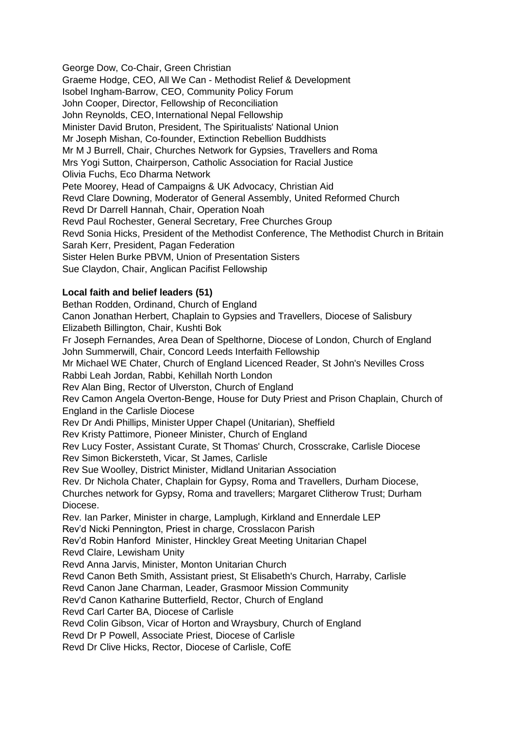George Dow, Co-Chair, Green Christian
Graeme Hodge, CEO, All We Can - Methodist Relief & Development
Isobel Ingham-Barrow, CEO, Community Policy Forum
John Cooper, Director, Fellowship of Reconciliation
John Reynolds, CEO, International Nepal Fellowship
Minister David Bruton, President, The Spiritualists' National Union
Mr Joseph Mishan, Co-founder, Extinction Rebellion Buddhists
Mr M J Burrell, Chair, Churches Network for Gypsies, Travellers and Roma
Mrs Yogi Sutton, Chairperson, Catholic Association for Racial Justice
Olivia Fuchs, Eco Dharma Network
Pete Moorey, Head of Campaigns & UK Advocacy, Christian Aid
Revd Clare Downing, Moderator of General Assembly, United Reformed Church
Revd Dr Darrell Hannah, Chair, Operation Noah
Revd Paul Rochester, General Secretary, Free Churches Group
Revd Sonia Hicks, President of the Methodist Conference, The Methodist Church in Britain
Sarah Kerr, President, Pagan Federation
Sister Helen Burke PBVM, Union of Presentation Sisters
Sue Claydon, Chair, Anglican Pacifist Fellowship

**Local faith and belief leaders (51)**

Bethan Rodden, Ordinand, Church of England
Canon Jonathan Herbert, Chaplain to Gypsies and Travellers, Diocese of Salisbury
Elizabeth Billington, Chair, Kushti Bok
Fr Joseph Fernandes, Area Dean of Spelthorne, Diocese of London, Church of England
John Summerwill, Chair, Concord Leeds Interfaith Fellowship
Mr Michael WE Chater, Church of England Licenced Reader, St John's Nevilles Cross
Rabbi Leah Jordan, Rabbi, Kehillah North London
Rev Alan Bing, Rector of Ulverston, Church of England
Rev Camon Angela Overton-Benge, House for Duty Priest and Prison Chaplain, Church of England in the Carlisle Diocese
Rev Dr Andi Phillips, Minister Upper Chapel (Unitarian), Sheffield
Rev Kristy Pattimore, Pioneer Minister, Church of England
Rev Lucy Foster, Assistant Curate, St Thomas' Church, Crosscrake, Carlisle Diocese
Rev Simon Bickersteth, Vicar, St James, Carlisle
Rev Sue Woolley, District Minister, Midland Unitarian Association
Rev. Dr Nichola Chater, Chaplain for Gypsy, Roma and Travellers, Durham Diocese, Churches network for Gypsy, Roma and travellers; Margaret Clitherow Trust; Durham Diocese.
Rev. Ian Parker, Minister in charge, Lamplugh, Kirkland and Ennerdale LEP
Rev'd Nicki Pennington, Priest in charge, Crosslacon Parish
Rev'd Robin Hanford Minister, Hinckley Great Meeting Unitarian Chapel
Revd Claire, Lewisham Unity
Revd Anna Jarvis, Minister, Monton Unitarian Church
Revd Canon Beth Smith, Assistant priest, St Elisabeth's Church, Harraby, Carlisle
Revd Canon Jane Charman, Leader, Grasmoor Mission Community
Rev'd Canon Katharine Butterfield, Rector, Church of England
Revd Carl Carter BA, Diocese of Carlisle
Revd Colin Gibson, Vicar of Horton and Wraysbury, Church of England
Revd Dr P Powell, Associate Priest, Diocese of Carlisle
Revd Dr Clive Hicks, Rector, Diocese of Carlisle, CofE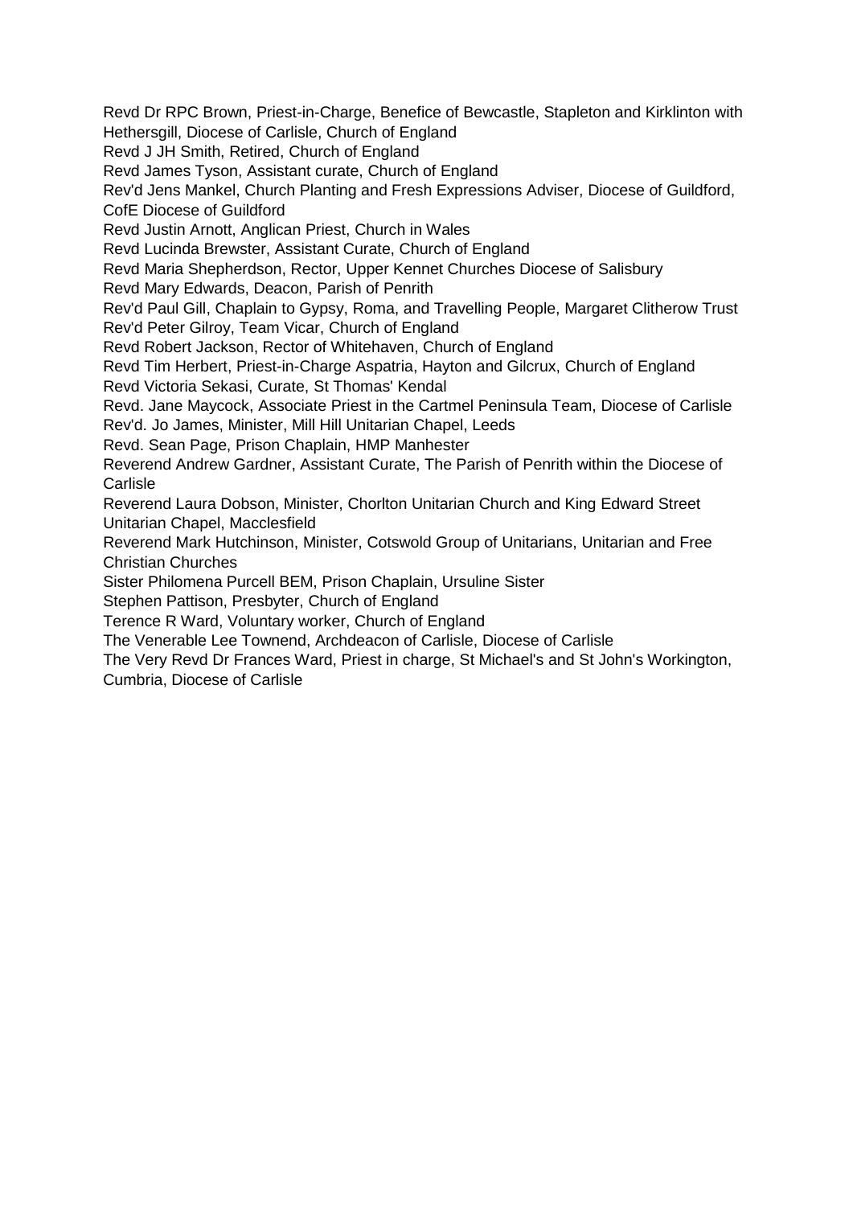Revd Dr RPC Brown, Priest-in-Charge, Benefice of Bewcastle, Stapleton and Kirklinton with Hethersgill, Diocese of Carlisle, Church of England

Revd J JH Smith, Retired, Church of England

Revd James Tyson, Assistant curate, Church of England

Rev'd Jens Mankel, Church Planting and Fresh Expressions Adviser, Diocese of Guildford, CofE Diocese of Guildford

Revd Justin Arnott, Anglican Priest, Church in Wales

Revd Lucinda Brewster, Assistant Curate, Church of England

Revd Maria Shepherdson, Rector, Upper Kennet Churches Diocese of Salisbury

Revd Mary Edwards, Deacon, Parish of Penrith

Rev'd Paul Gill, Chaplain to Gypsy, Roma, and Travelling People, Margaret Clitherow Trust

Rev'd Peter Gilroy, Team Vicar, Church of England

Revd Robert Jackson, Rector of Whitehaven, Church of England

Revd Tim Herbert, Priest-in-Charge Aspatria, Hayton and Gilcrux, Church of England

Revd Victoria Sekasi, Curate, St Thomas' Kendal

Revd. Jane Maycock, Associate Priest in the Cartmel Peninsula Team, Diocese of Carlisle

Rev'd. Jo James, Minister, Mill Hill Unitarian Chapel, Leeds

Revd. Sean Page, Prison Chaplain, HMP Manhester

Reverend Andrew Gardner, Assistant Curate, The Parish of Penrith within the Diocese of Carlisle

Reverend Laura Dobson, Minister, Chorlton Unitarian Church and King Edward Street Unitarian Chapel, Macclesfield

Reverend Mark Hutchinson, Minister, Cotswold Group of Unitarians, Unitarian and Free Christian Churches

Sister Philomena Purcell BEM, Prison Chaplain, Ursuline Sister

Stephen Pattison, Presbyter, Church of England

Terence R Ward, Voluntary worker, Church of England

The Venerable Lee Townend, Archdeacon of Carlisle, Diocese of Carlisle

The Very Revd Dr Frances Ward, Priest in charge, St Michael's and St John's Workington, Cumbria, Diocese of Carlisle